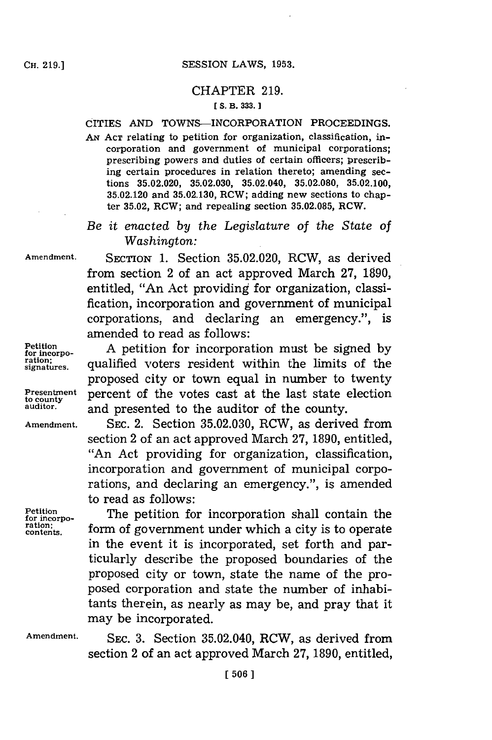## CHAPTER 219.

**[ S. B. 333. ]**

### CITIES AND TOWNS—INCORPORATION PROCEEDINGS.

AN ACT relating to petition for organization, classification, incorporation and government of municipal corporations; prescribing powers and duties of certain officers; prescribing certain procedures in relation thereto; amending sections 35.02.020, 35.02.030, 35.02.040, 35.02.080, 35.02.100, 35.02.120 and 35.02.130, RCW; adding new sections to chapter 35.02, RCW; and repealing section 35.02.085, RCW.

*Be it enacted by the Legislature of the State of Washington:*

Amendment.

SECTION 1. Section 35.02.020, RCW, as derived from section 2 of an act approved March 27, 1890, entitled, "An Act providing for organization, classification, incorporation and government of municipal corporations, and declaring an emergency.", is amended to read as follows:

Petition for incorporation; signatures. Presentment to county auditor.

A petition for incorporation must be signed by qualified voters resident within the limits of the proposed city or town equal in number to twenty percent of the votes cast at the last state election and presented to the auditor of the county.

Amendment.

SEC. 2. Section 35.02.030, RCW, as derived from section 2 of an act approved March 27, 1890, entitled, "An Act providing for organization, classification, incorporation and government of municipal corporations, and declaring an emergency.", is amended to read as follows:

Petition for incorporation; contents.

The petition for incorporation shall contain the form of government under which a city is to operate in the event it is incorporated, set forth and particularly describe the proposed boundaries of the proposed city or town, state the name of the proposed corporation and state the number of inhabitants therein, as nearly as may be, and pray that it may be incorporated.

Amendment.

SEC. 3. Section 35.02.040, RCW, as derived from section 2 of an act approved March 27, 1890, entitled,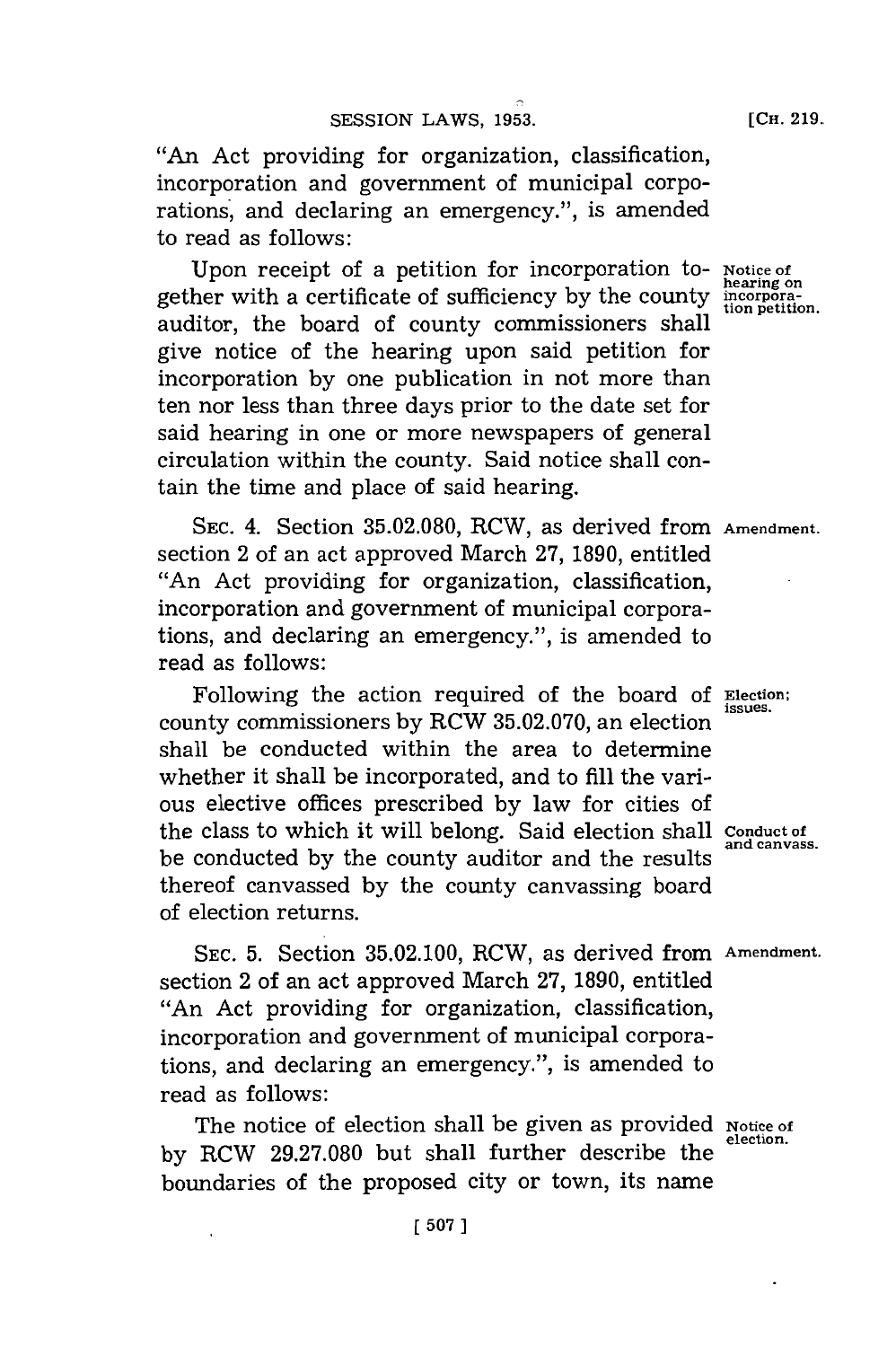"An Act providing for organization, classification, incorporation and government of municipal corporations, and declaring an emergency.", is amended to read as follows:

Upon receipt of a petition for incorporation together with a certificate of sufficiency by the county auditor, the board of county commissioners shall give notice of the hearing upon said petition for incorporation by one publication in not more than ten nor less than three days prior to the date set for said hearing in one or more newspapers of general circulation within the county. Said notice shall contain the time and place of said hearing.

*Notice of hearing on incorporation petition.*

SEC. 4. Section 35.02.080, RCW, as derived from section 2 of an act approved March 27, 1890, entitled "An Act providing for organization, classification, incorporation and government of municipal corporations, and declaring an emergency.", is amended to read as follows:

*Amendment.*

Following the action required of the board of county commissioners by RCW 35.02.070, an election shall be conducted within the area to determine whether it shall be incorporated, and to fill the various elective offices prescribed by law for cities of the class to which it will belong. Said election shall be conducted by the county auditor and the results thereof canvassed by the county canvassing board of election returns.

*Election; issues.*

*Conduct of and canvass.*

SEC. 5. Section 35.02.100, RCW, as derived from section 2 of an act approved March 27, 1890, entitled "An Act providing for organization, classification, incorporation and government of municipal corporations, and declaring an emergency.", is amended to read as follows:

*Amendment.*

The notice of election shall be given as provided by RCW 29.27.080 but shall further describe the boundaries of the proposed city or town, its name

*Notice of election.*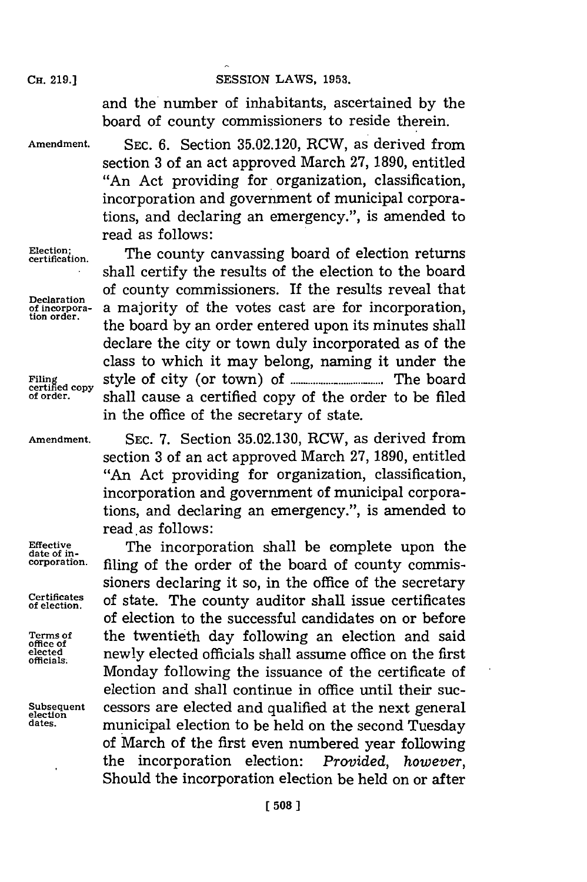and the number of inhabitants, ascertained by the board of county commissioners to reside therein.

Amendment. SEC. 6. Section 35.02.120, RCW, as derived from section 3 of an act approved March 27, 1890, entitled "An Act providing for organization, classification, incorporation and government of municipal corporations, and declaring an emergency.", is amended to read as follows:

Election; certification. The county canvassing board of election returns shall certify the results of the election to the board of county commissioners. If the results reveal that Declaration of incorporation order. a majority of the votes cast are for incorporation, the board by an order entered upon its minutes shall declare the city or town duly incorporated as of the class to which it may belong, naming it under the Filing certified copy of order. style of city (or town) of .................................. The board shall cause a certified copy of the order to be filed in the office of the secretary of state.

Amendment. SEC. 7. Section 35.02.130, RCW, as derived from section 3 of an act approved March 27, 1890, entitled "An Act providing for organization, classification, incorporation and government of municipal corporations, and declaring an emergency.", is amended to read as follows:

Effective date of incorporation. The incorporation shall be complete upon the filing of the order of the board of county commissioners declaring it so, in the office of the secretary Certificates of election. of state. The county auditor shall issue certificates of election to the successful candidates on or before Terms of office of elected officials. the twentieth day following an election and said newly elected officials shall assume office on the first Monday following the issuance of the certificate of election and shall continue in office until their Subsequent election dates. successors are elected and qualified at the next general municipal election to be held on the second Tuesday of March of the first even numbered year following the incorporation election: *Provided, however*, Should the incorporation election be held on or after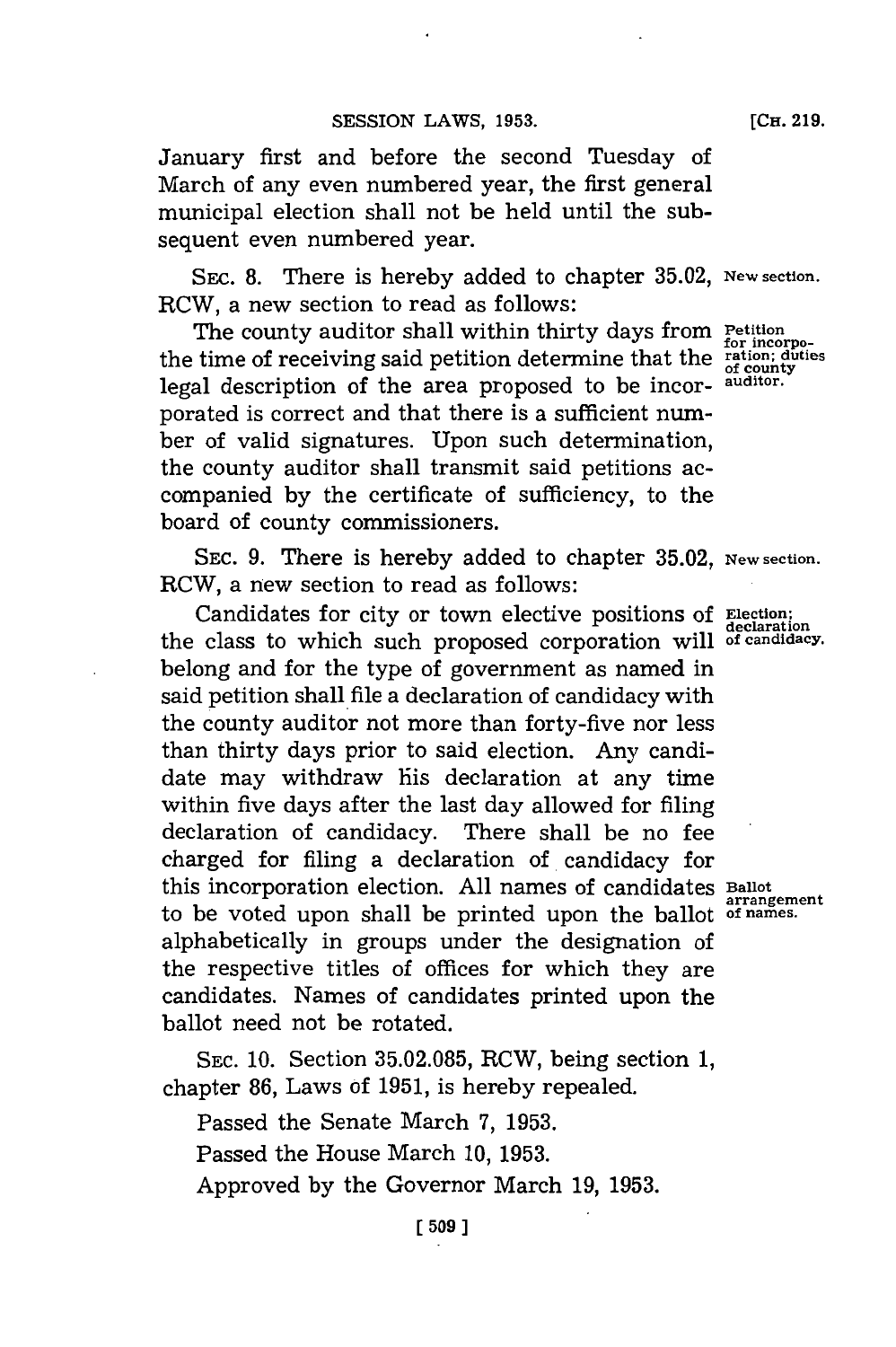January first and before the second Tuesday of March of any even numbered year, the first general municipal election shall not be held until the subsequent even numbered year.

SEC. 8. There is hereby added to chapter 35.02, RCW, a new section to read as follows: *New section.*

The county auditor shall within thirty days from the time of receiving said petition determine that the legal description of the area proposed to be incorporated is correct and that there is a sufficient number of valid signatures. Upon such determination, the county auditor shall transmit said petitions accompanied by the certificate of sufficiency, to the board of county commissioners. *Petition for incorporation; duties of county auditor.*

SEC. 9. There is hereby added to chapter 35.02, RCW, a new section to read as follows: *New section.*

Candidates for city or town elective positions of the class to which such proposed corporation will belong and for the type of government as named in said petition shall file a declaration of candidacy with the county auditor not more than forty-five nor less than thirty days prior to said election. Any candidate may withdraw his declaration at any time within five days after the last day allowed for filing declaration of candidacy. There shall be no fee charged for filing a declaration of candidacy for this incorporation election. All names of candidates to be voted upon shall be printed upon the ballot alphabetically in groups under the designation of the respective titles of offices for which they are candidates. Names of candidates printed upon the ballot need not be rotated. *Election; declaration of candidacy.* *Ballot arrangement of names.*

SEC. 10. Section 35.02.085, RCW, being section 1, chapter 86, Laws of 1951, is hereby repealed.

Passed the Senate March 7, 1953.

Passed the House March 10, 1953.

Approved by the Governor March 19, 1953.